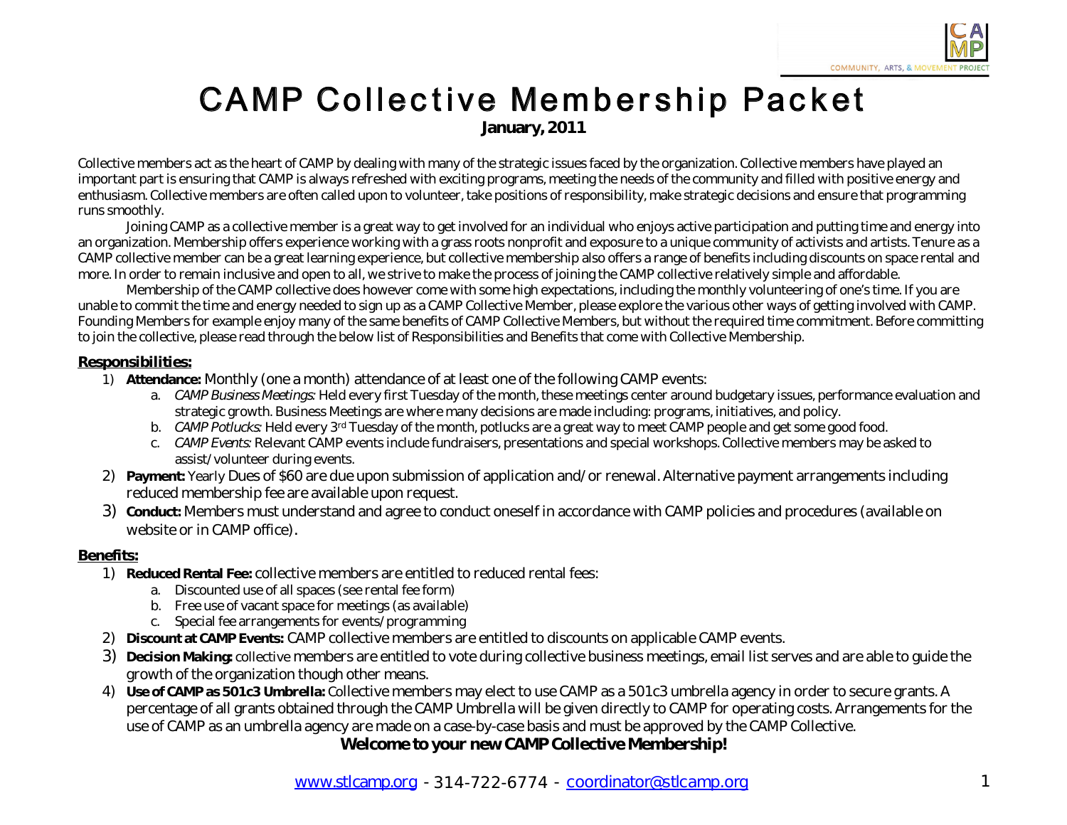# CAMP Collective Membership Packet

**January, 2011**

Collective members act as the heart of CAMP by dealing with many of the strategic issues faced by the organization. Collective members have played an important part is ensuring that CAMP is always refreshed with exciting programs, meeting the needs of the community and filled with positive energy and enthusiasm. Collective members are often called upon to volunteer, take positions of responsibility, make strategic decisions and ensure that programming runs smoothly.

Joining CAMP as a collective member is a great way to get involved for an individual who enjoys active participation and putting time and energy into an organization. Membership offers experience working with a grass roots nonprofit and exposure to a unique community of activists and artists. Tenure as a CAMP collective member can be a great learning experience, but collective membership also offers a range of benefits including discounts on space rental and more. In order to remain inclusive and open to all, we strive to make the process of joining the CAMP collective relatively simple and affordable.

Membership of the CAMP collective does however come with some high expectations, including the monthly volunteering of one's time. If you are unable to commit the time and energy needed to sign up as a CAMP Collective Member, please explore the various other ways of getting involved with CAMP. Founding Members for example enjoy many of the same benefits of CAMP Collective Members, but without the required time commitment. Before committing to join the collective, please read through the below list of Responsibilities and Benefits that come with Collective Membership.

**Responsibilities:**

1) **Attendance:** Monthly (one a month) attendance of at least one of the following CAMP events:
   a. *CAMP Business Meetings:* Held every first Tuesday of the month, these meetings center around budgetary issues, performance evaluation and strategic growth. Business Meetings are where many decisions are made including: programs, initiatives, and policy.
   b. *CAMP Potlucks:* Held every 3rd Tuesday of the month, potlucks are a great way to meet CAMP people and get some good food.
   c. *CAMP Events:* Relevant CAMP events include fundraisers, presentations and special workshops. Collective members may be asked to assist/volunteer during events.
2) **Payment:** Yearly Dues of $60 are due upon submission of application and/or renewal. Alternative payment arrangements including reduced membership fee are available upon request.
3) **Conduct:** Members must understand and agree to conduct oneself in accordance with CAMP policies and procedures (available on website or in CAMP office).

**Benefits:**

1) **Reduced Rental Fee:** collective members are entitled to reduced rental fees:
   a. Discounted use of all spaces (see rental fee form)
   b. Free use of vacant space for meetings (as available)
   c. Special fee arrangements for events/programming
2) **Discount at CAMP Events:** CAMP collective members are entitled to discounts on applicable CAMP events.
3) **Decision Making:** collective members are entitled to vote during collective business meetings, email list serves and are able to guide the growth of the organization though other means.
4) **Use of CAMP as 501c3 Umbrella:** Collective members may elect to use CAMP as a 501c3 umbrella agency in order to secure grants. A percentage of all grants obtained through the CAMP Umbrella will be given directly to CAMP for operating costs. Arrangements for the use of CAMP as an umbrella agency are made on a case-by-case basis and must be approved by the CAMP Collective.

**Welcome to your new CAMP Collective Membership!**

www.stlcamp.org - 314-722-6774 - coordinator@stlcamp.org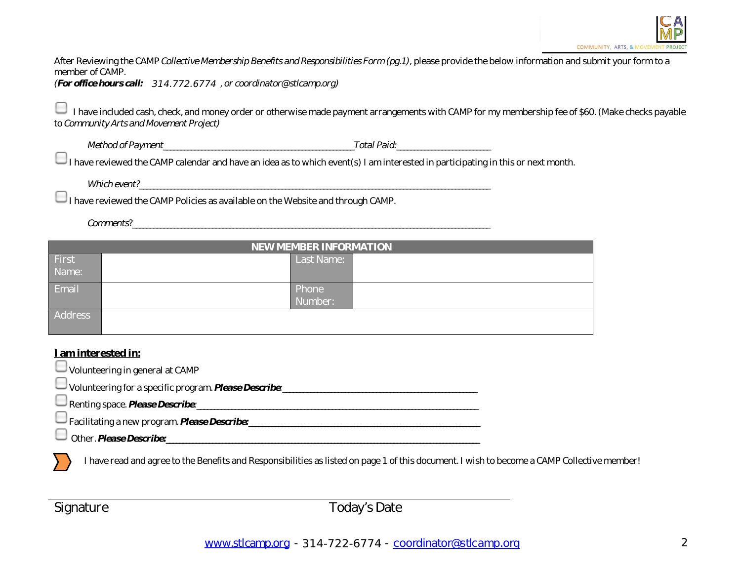After Reviewing the CAMP *Collective Membership Benefits and Responsibilities Form (pg.1)*, please provide the below information and submit your form to a member of CAMP.
*(**For office hours call:** 314.772.6774 , or coordinator@stlcamp.org)*

☐ I have included cash, check, and money order or otherwise made payment arrangements with CAMP for my membership fee of $60. (Make checks payable to *Community Arts and Movement Project)*

*Method of Payment*_____________________________________________*Total Paid:*______________________

☐ I have reviewed the CAMP calendar and have an idea as to which event(s) I am interested in participating in this or next month.

*Which event?*_________________________________________________________________________________

☐ I have reviewed the CAMP Policies as available on the Website and through CAMP.

*Comments?*___________________________________________________________________________________

| NEW MEMBER INFORMATION | | | |
|---|---|---|---|
| First Name: | | Last Name: | |
| Email | | Phone Number: | |
| Address | | | |

**I am interested in:**

☐ Volunteering in general at CAMP

☐ Volunteering for a specific program. ***Please Describe***:_____________________________________________

☐ Renting space. ***Please Describe***:_______________________________________________________________

☐ Facilitating a new program. ***Please Describe:***_____________________________________________________

☐ Other. ***Please Describe:***________________________________________________________________________

I have read and agree to the Benefits and Responsibilities as listed on page 1 of this document. I wish to become a CAMP Collective member!

Signature                                                  Today's Date

www.stlcamp.org - 314-722-6774 - coordinator@stlcamp.org